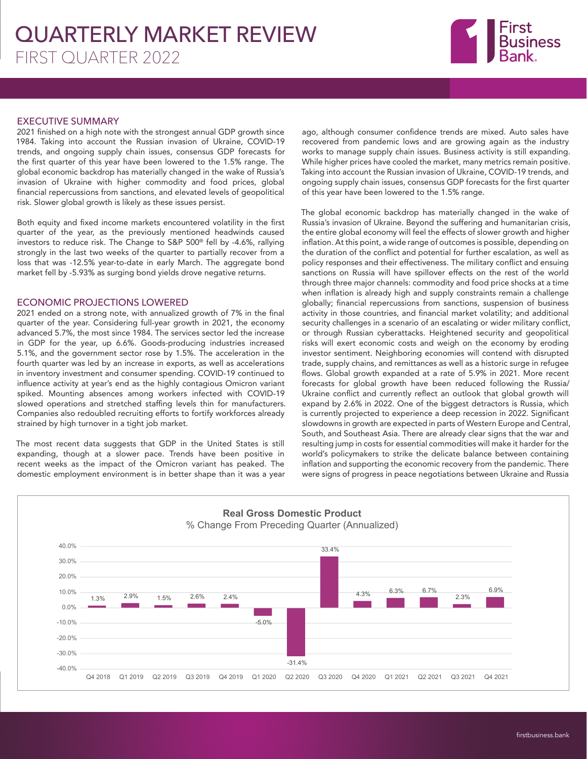# QUARTERLY MARKET REVIEW

## FIRST QUARTER 2022

### EXECUTIVE SUMMARY

2021 finished on a high note with the strongest annual GDP growth since 1984. Taking into account the Russian invasion of Ukraine, COVID-19 trends, and ongoing supply chain issues, consensus GDP forecasts for the first quarter of this year have been lowered to the 1.5% range. The global economic backdrop has materially changed in the wake of Russia's invasion of Ukraine with higher commodity and food prices, global financial repercussions from sanctions, and elevated levels of geopolitical risk. Slower global growth is likely as these issues persist.

Both equity and fixed income markets encountered volatility in the first quarter of the year, as the previously mentioned headwinds caused investors to reduce risk. The Change to S&P 500® fell by -4.6%, rallying strongly in the last two weeks of the quarter to partially recover from a loss that was -12.5% year-to-date in early March. The aggregate bond market fell by -5.93% as surging bond yields drove negative returns.

### ECONOMIC PROJECTIONS LOWERED

2021 ended on a strong note, with annualized growth of 7% in the final quarter of the year. Considering full-year growth in 2021, the economy advanced 5.7%, the most since 1984. The services sector led the increase in GDP for the year, up 6.6%. Goods-producing industries increased 5.1%, and the government sector rose by 1.5%. The acceleration in the fourth quarter was led by an increase in exports, as well as accelerations in inventory investment and consumer spending. COVID-19 continued to influence activity at year's end as the highly contagious Omicron variant spiked. Mounting absences among workers infected with COVID-19 slowed operations and stretched staffing levels thin for manufacturers. Companies also redoubled recruiting efforts to fortify workforces already strained by high turnover in a tight job market.

The most recent data suggests that GDP in the United States is still expanding, though at a slower pace. Trends have been positive in recent weeks as the impact of the Omicron variant has peaked. The domestic employment environment is in better shape than it was a year ago, although consumer confidence trends are mixed. Auto sales have recovered from pandemic lows and are growing again as the industry works to manage supply chain issues. Business activity is still expanding. While higher prices have cooled the market, many metrics remain positive. Taking into account the Russian invasion of Ukraine, COVID-19 trends, and ongoing supply chain issues, consensus GDP forecasts for the first quarter of this year have been lowered to the 1.5% range.

The global economic backdrop has materially changed in the wake of Russia's invasion of Ukraine. Beyond the suffering and humanitarian crisis, the entire global economy will feel the effects of slower growth and higher inflation. At this point, a wide range of outcomes is possible, depending on the duration of the conflict and potential for further escalation, as well as policy responses and their effectiveness. The military conflict and ensuing sanctions on Russia will have spillover effects on the rest of the world through three major channels: commodity and food price shocks at a time when inflation is already high and supply constraints remain a challenge globally; financial repercussions from sanctions, suspension of business activity in those countries, and financial market volatility; and additional security challenges in a scenario of an escalating or wider military conflict, or through Russian cyberattacks. Heightened security and geopolitical risks will exert economic costs and weigh on the economy by eroding investor sentiment. Neighboring economies will contend with disrupted trade, supply chains, and remittances as well as a historic surge in refugee flows. Global growth expanded at a rate of 5.9% in 2021. More recent forecasts for global growth have been reduced following the Russia/Ukraine conflict and currently reflect an outlook that global growth will expand by 2.6% in 2022. One of the biggest detractors is Russia, which is currently projected to experience a deep recession in 2022. Significant slowdowns in growth are expected in parts of Western Europe and Central, South, and Southeast Asia. There are already clear signs that the war and resulting jump in costs for essential commodities will make it harder for the world's policymakers to strike the delicate balance between containing inflation and supporting the economic recovery from the pandemic. There were signs of progress in peace negotiations between Ukraine and Russia

**Real Gross Domestic Product**
% Change From Preceding Quarter (Annualized)

| Quarter | % Change |
|---|---|
| Q4 2018 | 1.3% |
| Q1 2019 | 2.9% |
| Q2 2019 | 1.5% |
| Q3 2019 | 2.6% |
| Q4 2019 | 2.4% |
| Q1 2020 | -5.0% |
| Q2 2020 | -31.4% |
| Q3 2020 | 33.4% |
| Q4 2020 | 4.3% |
| Q1 2021 | 6.3% |
| Q2 2021 | 6.7% |
| Q3 2021 | 2.3% |
| Q4 2021 | 6.9% |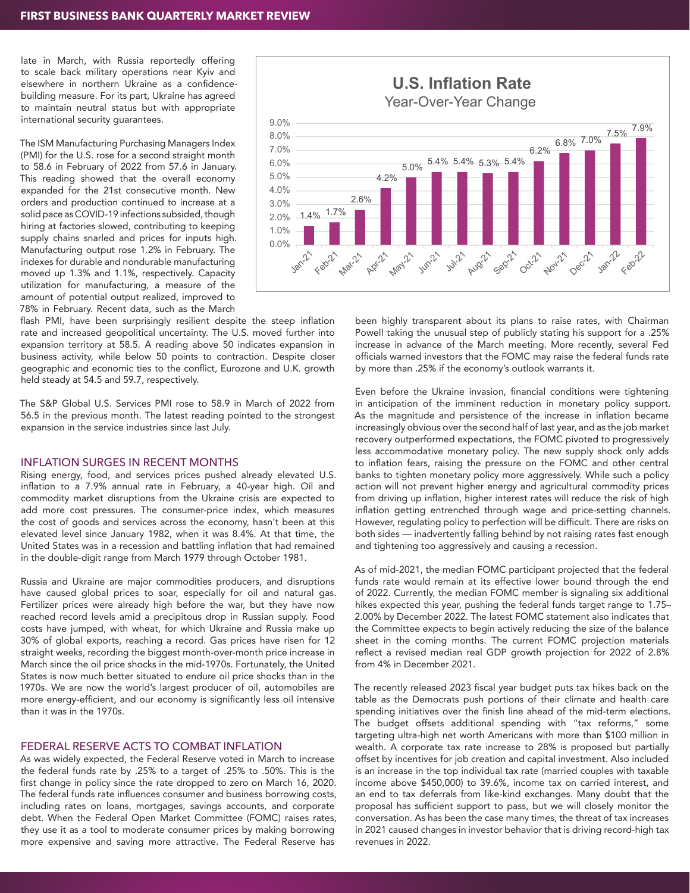late in March, with Russia reportedly offering to scale back military operations near Kyiv and elsewhere in northern Ukraine as a confidence-building measure. For its part, Ukraine has agreed to maintain neutral status but with appropriate international security guarantees.

The ISM Manufacturing Purchasing Managers Index (PMI) for the U.S. rose for a second straight month to 58.6 in February of 2022 from 57.6 in January. This reading showed that the overall economy expanded for the 21st consecutive month. New orders and production continued to increase at a solid pace as COVID-19 infections subsided, though hiring at factories slowed, contributing to keeping supply chains snarled and prices for inputs high. Manufacturing output rose 1.2% in February. The indexes for durable and nondurable manufacturing moved up 1.3% and 1.1%, respectively. Capacity utilization for manufacturing, a measure of the amount of potential output realized, improved to 78% in February. Recent data, such as the March flash PMI, have been surprisingly resilient despite the steep inflation rate and increased geopolitical uncertainty. The U.S. moved further into expansion territory at 58.5. A reading above 50 indicates expansion in business activity, while below 50 points to contraction. Despite closer geographic and economic ties to the conflict, Eurozone and U.K. growth held steady at 54.5 and 59.7, respectively.

**U.S. Inflation Rate**
Year-Over-Year Change

| Month | Rate |
|---|---|
| Jan-21 | 1.4% |
| Feb-21 | 1.7% |
| Mar-21 | 2.6% |
| Apr-21 | 4.2% |
| May-21 | 5.0% |
| Jun-21 | 5.4% |
| Jul-21 | 5.4% |
| Aug-21 | 5.3% |
| Sep-21 | 5.4% |
| Oct-21 | 6.2% |
| Nov-21 | 6.8% |
| Dec-21 | 7.0% |
| Jan-22 | 7.5% |
| Feb-22 | 7.9% |

The S&P Global U.S. Services PMI rose to 58.9 in March of 2022 from 56.5 in the previous month. The latest reading pointed to the strongest expansion in the service industries since last July.

## INFLATION SURGES IN RECENT MONTHS

Rising energy, food, and services prices pushed already elevated U.S. inflation to a 7.9% annual rate in February, a 40-year high. Oil and commodity market disruptions from the Ukraine crisis are expected to add more cost pressures. The consumer-price index, which measures the cost of goods and services across the economy, hasn't been at this elevated level since January 1982, when it was 8.4%. At that time, the United States was in a recession and battling inflation that had remained in the double-digit range from March 1979 through October 1981.

Russia and Ukraine are major commodities producers, and disruptions have caused global prices to soar, especially for oil and natural gas. Fertilizer prices were already high before the war, but they have now reached record levels amid a precipitous drop in Russian supply. Food costs have jumped, with wheat, for which Ukraine and Russia make up 30% of global exports, reaching a record. Gas prices have risen for 12 straight weeks, recording the biggest month-over-month price increase in March since the oil price shocks in the mid-1970s. Fortunately, the United States is now much better situated to endure oil price shocks than in the 1970s. We are now the world's largest producer of oil, automobiles are more energy-efficient, and our economy is significantly less oil intensive than it was in the 1970s.

## FEDERAL RESERVE ACTS TO COMBAT INFLATION

As was widely expected, the Federal Reserve voted in March to increase the federal funds rate by .25% to a target of .25% to .50%. This is the first change in policy since the rate dropped to zero on March 16, 2020. The federal funds rate influences consumer and business borrowing costs, including rates on loans, mortgages, savings accounts, and corporate debt. When the Federal Open Market Committee (FOMC) raises rates, they use it as a tool to moderate consumer prices by making borrowing more expensive and saving more attractive. The Federal Reserve has been highly transparent about its plans to raise rates, with Chairman Powell taking the unusual step of publicly stating his support for a .25% increase in advance of the March meeting. More recently, several Fed officials warned investors that the FOMC may raise the federal funds rate by more than .25% if the economy's outlook warrants it.

Even before the Ukraine invasion, financial conditions were tightening in anticipation of the imminent reduction in monetary policy support. As the magnitude and persistence of the increase in inflation became increasingly obvious over the second half of last year, and as the job market recovery outperformed expectations, the FOMC pivoted to progressively less accommodative monetary policy. The new supply shock only adds to inflation fears, raising the pressure on the FOMC and other central banks to tighten monetary policy more aggressively. While such a policy action will not prevent higher energy and agricultural commodity prices from driving up inflation, higher interest rates will reduce the risk of high inflation getting entrenched through wage and price-setting channels. However, regulating policy to perfection will be difficult. There are risks on both sides — inadvertently falling behind by not raising rates fast enough and tightening too aggressively and causing a recession.

As of mid-2021, the median FOMC participant projected that the federal funds rate would remain at its effective lower bound through the end of 2022. Currently, the median FOMC member is signaling six additional hikes expected this year, pushing the federal funds target range to 1.75–2.00% by December 2022. The latest FOMC statement also indicates that the Committee expects to begin actively reducing the size of the balance sheet in the coming months. The current FOMC projection materials reflect a revised median real GDP growth projection for 2022 of 2.8% from 4% in December 2021.

The recently released 2023 fiscal year budget puts tax hikes back on the table as the Democrats push portions of their climate and health care spending initiatives over the finish line ahead of the mid-term elections. The budget offsets additional spending with "tax reforms," some targeting ultra-high net worth Americans with more than $100 million in wealth. A corporate tax rate increase to 28% is proposed but partially offset by incentives for job creation and capital investment. Also included is an increase in the top individual tax rate (married couples with taxable income above $450,000) to 39.6%, income tax on carried interest, and an end to tax deferrals from like-kind exchanges. Many doubt that the proposal has sufficient support to pass, but we will closely monitor the conversation. As has been the case many times, the threat of tax increases in 2021 caused changes in investor behavior that is driving record-high tax revenues in 2022.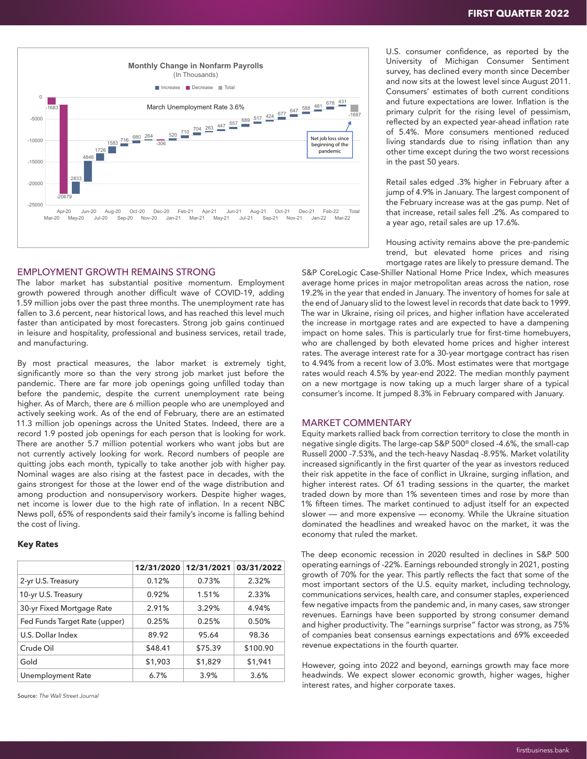**Monthly Change in Nonfarm Payrolls**
(In Thousands)

March Unemployment Rate 3.6%

Net job loss since beginning of the pandemic

| Month | Change |
|---|---|
| Mar-20 | -1683 |
| Apr-20 | -20679 |
| May-20 | 2833 |
| Jun-20 | 4846 |
| Jul-20 | 1726 |
| Aug-20 | 1583 |
| Sep-20 | 716 |
| Oct-20 | 680 |
| Nov-20 | 264 |
| Dec-20 | -306 |
| Jan-21 | 520 |
| Feb-21 | 710 |
| Mar-21 | 704 |
| Apr-21 | 263 |
| May-21 | 447 |
| Jun-21 | 557 |
| Jul-21 | 689 |
| Aug-21 | 517 |
| Sep-21 | 424 |
| Oct-21 | 677 |
| Nov-21 | 647 |
| Dec-21 | 588 |
| Jan-22 | 481 |
| Feb-22 | 678 |
| Mar-22 | 431 |
| Total | -1687 |

## EMPLOYMENT GROWTH REMAINS STRONG

The labor market has substantial positive momentum. Employment growth powered through another difficult wave of COVID-19, adding 1.59 million jobs over the past three months. The unemployment rate has fallen to 3.6 percent, near historical lows, and has reached this level much faster than anticipated by most forecasters. Strong job gains continued in leisure and hospitality, professional and business services, retail trade, and manufacturing.

By most practical measures, the labor market is extremely tight, significantly more so than the very strong job market just before the pandemic. There are far more job openings going unfilled today than before the pandemic, despite the current unemployment rate being higher. As of March, there are 6 million people who are unemployed and actively seeking work. As of the end of February, there are an estimated 11.3 million job openings across the United States. Indeed, there are a record 1.9 posted job openings for each person that is looking for work. There are another 5.7 million potential workers who want jobs but are not currently actively looking for work. Record numbers of people are quitting jobs each month, typically to take another job with higher pay. Nominal wages are also rising at the fastest pace in decades, with the gains strongest for those at the lower end of the wage distribution and among production and nonsupervisory workers. Despite higher wages, net income is lower due to the high rate of inflation. In a recent NBC News poll, 65% of respondents said their family's income is falling behind the cost of living.

### Key Rates

| | 12/31/2020 | 12/31/2021 | 03/31/2022 |
|---|---|---|---|
| 2-yr U.S. Treasury | 0.12% | 0.73% | 2.32% |
| 10-yr U.S. Treasury | 0.92% | 1.51% | 2.33% |
| 30-yr Fixed Mortgage Rate | 2.91% | 3.29% | 4.94% |
| Fed Funds Target Rate (upper) | 0.25% | 0.25% | 0.50% |
| U.S. Dollar Index | 89.92 | 95.64 | 98.36 |
| Crude Oil | $48.41 | $75.39 | $100.90 |
| Gold | $1,903 | $1,829 | $1,941 |
| Unemployment Rate | 6.7% | 3.9% | 3.6% |

Source: *The Wall Street Journal*

U.S. consumer confidence, as reported by the University of Michigan Consumer Sentiment survey, has declined every month since December and now sits at the lowest level since August 2011. Consumers' estimates of both current conditions and future expectations are lower. Inflation is the primary culprit for the rising level of pessimism, reflected by an expected year-ahead inflation rate of 5.4%. More consumers mentioned reduced living standards due to rising inflation than any other time except during the two worst recessions in the past 50 years.

Retail sales edged .3% higher in February after a jump of 4.9% in January. The largest component of the February increase was at the gas pump. Net of that increase, retail sales fell .2%. As compared to a year ago, retail sales are up 17.6%.

Housing activity remains above the pre-pandemic trend, but elevated home prices and rising mortgage rates are likely to pressure demand. The S&P CoreLogic Case-Shiller National Home Price Index, which measures average home prices in major metropolitan areas across the nation, rose 19.2% in the year that ended in January. The inventory of homes for sale at the end of January slid to the lowest level in records that date back to 1999. The war in Ukraine, rising oil prices, and higher inflation have accelerated the increase in mortgage rates and are expected to have a dampening impact on home sales. This is particularly true for first-time homebuyers, who are challenged by both elevated home prices and higher interest rates. The average interest rate for a 30-year mortgage contract has risen to 4.94% from a recent low of 3.0%. Most estimates were that mortgage rates would reach 4.5% by year-end 2022. The median monthly payment on a new mortgage is now taking up a much larger share of a typical consumer's income. It jumped 8.3% in February compared with January.

## MARKET COMMENTARY

Equity markets rallied back from correction territory to close the month in negative single digits. The large-cap S&P 500® closed -4.6%, the small-cap Russell 2000 -7.53%, and the tech-heavy Nasdaq -8.95%. Market volatility increased significantly in the first quarter of the year as investors reduced their risk appetite in the face of conflict in Ukraine, surging inflation, and higher interest rates. Of 61 trading sessions in the quarter, the market traded down by more than 1% seventeen times and rose by more than 1% fifteen times. The market continued to adjust itself for an expected slower — and more expensive — economy. While the Ukraine situation dominated the headlines and wreaked havoc on the market, it was the economy that ruled the market.

The deep economic recession in 2020 resulted in declines in S&P 500 operating earnings of -22%. Earnings rebounded strongly in 2021, posting growth of 70% for the year. This partly reflects the fact that some of the most important sectors of the U.S. equity market, including technology, communications services, health care, and consumer staples, experienced few negative impacts from the pandemic and, in many cases, saw stronger revenues. Earnings have been supported by strong consumer demand and higher productivity. The "earnings surprise" factor was strong, as 75% of companies beat consensus earnings expectations and 69% exceeded revenue expectations in the fourth quarter.

However, going into 2022 and beyond, earnings growth may face more headwinds. We expect slower economic growth, higher wages, higher interest rates, and higher corporate taxes.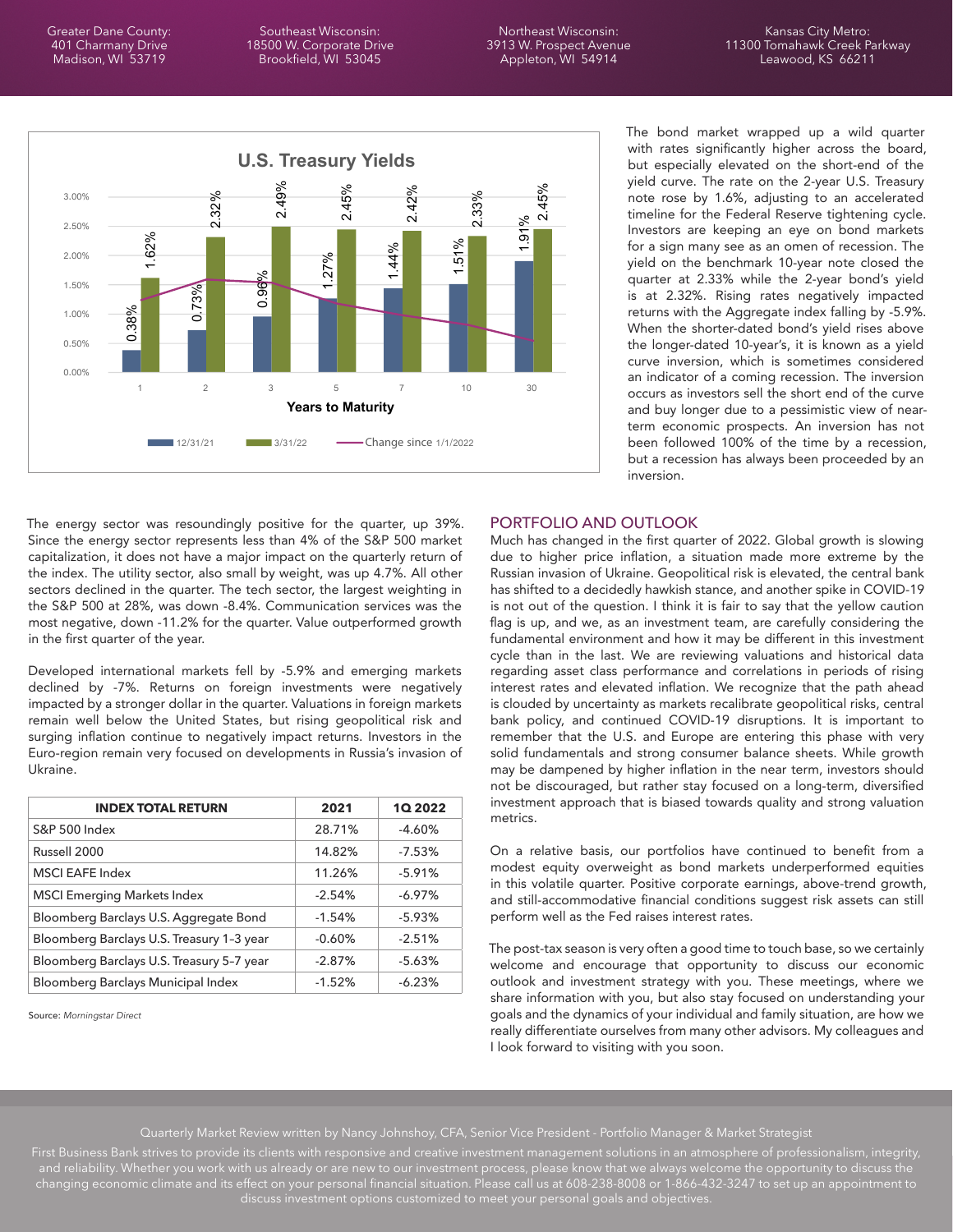Greater Dane County:
401 Charmany Drive
Madison, WI 53719

Southeast Wisconsin:
18500 W. Corporate Drive
Brookfield, WI 53045

Northeast Wisconsin:
3913 W. Prospect Avenue
Appleton, WI 54914

Kansas City Metro:
11300 Tomahawk Creek Parkway
Leawood, KS 66211

U.S. Treasury Yields

3.00%
2.50%
2.00%
1.50%
1.00%
0.50%
0.00%

0.38% 1.62%
0.73% 2.32%
0.96% 2.49%
1.27% 2.45%
1.44% 2.42%
1.51% 2.33%
1.91% 2.45%

1 2 3 5 7 10 30

Years to Maturity

12/31/21 3/31/22 Change since 1/1/2022

The bond market wrapped up a wild quarter with rates significantly higher across the board, but especially elevated on the short-end of the yield curve. The rate on the 2-year U.S. Treasury note rose by 1.6%, adjusting to an accelerated timeline for the Federal Reserve tightening cycle. Investors are keeping an eye on bond markets for a sign many see as an omen of recession. The yield on the benchmark 10-year note closed the quarter at 2.33% while the 2-year bond's yield is at 2.32%. Rising rates negatively impacted returns with the Aggregate index falling by -5.9%. When the shorter-dated bond's yield rises above the longer-dated 10-year's, it is known as a yield curve inversion, which is sometimes considered an indicator of a coming recession. The inversion occurs as investors sell the short end of the curve and buy longer due to a pessimistic view of near-term economic prospects. An inversion has not been followed 100% of the time by a recession, but a recession has always been proceeded by an inversion.

The energy sector was resoundingly positive for the quarter, up 39%. Since the energy sector represents less than 4% of the S&P 500 market capitalization, it does not have a major impact on the quarterly return of the index. The utility sector, also small by weight, was up 4.7%. All other sectors declined in the quarter. The tech sector, the largest weighting in the S&P 500 at 28%, was down -8.4%. Communication services was the most negative, down -11.2% for the quarter. Value outperformed growth in the first quarter of the year.

Developed international markets fell by -5.9% and emerging markets declined by -7%. Returns on foreign investments were negatively impacted by a stronger dollar in the quarter. Valuations in foreign markets remain well below the United States, but rising geopolitical risk and surging inflation continue to negatively impact returns. Investors in the Euro-region remain very focused on developments in Russia's invasion of Ukraine.

| INDEX TOTAL RETURN | 2021 | 1Q 2022 |
|---|---|---|
| S&P 500 Index | 28.71% | -4.60% |
| Russell 2000 | 14.82% | -7.53% |
| MSCI EAFE Index | 11.26% | -5.91% |
| MSCI Emerging Markets Index | -2.54% | -6.97% |
| Bloomberg Barclays U.S. Aggregate Bond | -1.54% | -5.93% |
| Bloomberg Barclays U.S. Treasury 1-3 year | -0.60% | -2.51% |
| Bloomberg Barclays U.S. Treasury 5-7 year | -2.87% | -5.63% |
| Bloomberg Barclays Municipal Index | -1.52% | -6.23% |

Source: *Morningstar Direct*

## PORTFOLIO AND OUTLOOK

Much has changed in the first quarter of 2022. Global growth is slowing due to higher price inflation, a situation made more extreme by the Russian invasion of Ukraine. Geopolitical risk is elevated, the central bank has shifted to a decidedly hawkish stance, and another spike in COVID-19 is not out of the question. I think it is fair to say that the yellow caution flag is up, and we, as an investment team, are carefully considering the fundamental environment and how it may be different in this investment cycle than in the last. We are reviewing valuations and historical data regarding asset class performance and correlations in periods of rising interest rates and elevated inflation. We recognize that the path ahead is clouded by uncertainty as markets recalibrate geopolitical risks, central bank policy, and continued COVID-19 disruptions. It is important to remember that the U.S. and Europe are entering this phase with very solid fundamentals and strong consumer balance sheets. While growth may be dampened by higher inflation in the near term, investors should not be discouraged, but rather stay focused on a long-term, diversified investment approach that is biased towards quality and strong valuation metrics.

On a relative basis, our portfolios have continued to benefit from a modest equity overweight as bond markets underperformed equities in this volatile quarter. Positive corporate earnings, above-trend growth, and still-accommodative financial conditions suggest risk assets can still perform well as the Fed raises interest rates.

The post-tax season is very often a good time to touch base, so we certainly welcome and encourage that opportunity to discuss our economic outlook and investment strategy with you. These meetings, where we share information with you, but also stay focused on understanding your goals and the dynamics of your individual and family situation, are how we really differentiate ourselves from many other advisors. My colleagues and I look forward to visiting with you soon.

Quarterly Market Review written by Nancy Johnshoy, CFA, Senior Vice President - Portfolio Manager & Market Strategist

First Business Bank strives to provide its clients with responsive and creative investment management solutions in an atmosphere of professionalism, integrity, and reliability. Whether you work with us already or are new to our investment process, please know that we always welcome the opportunity to discuss the changing economic climate and its effect on your personal financial situation. Please call us at 608-238-8008 or 1-866-432-3247 to set up an appointment to discuss investment options customized to meet your personal goals and objectives.